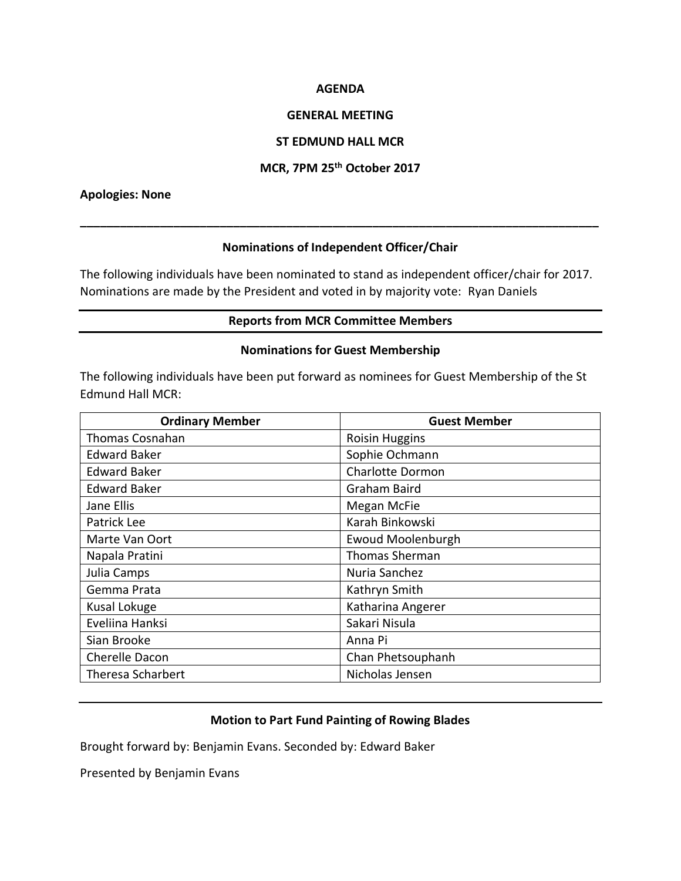**AGENDA**

**GENERAL MEETING**

**ST EDMUND HALL MCR**

**MCR, 7PM 25th October 2017**

**Apologies: None**

---

**Nominations of Independent Officer/Chair**

The following individuals have been nominated to stand as independent officer/chair for 2017. Nominations are made by the President and voted in by majority vote: Ryan Daniels

---

**Reports from MCR Committee Members**

---

**Nominations for Guest Membership**

The following individuals have been put forward as nominees for Guest Membership of the St Edmund Hall MCR:

| Ordinary Member | Guest Member |
|---|---|
| Thomas Cosnahan | Roisin Huggins |
| Edward Baker | Sophie Ochmann |
| Edward Baker | Charlotte Dormon |
| Edward Baker | Graham Baird |
| Jane Ellis | Megan McFie |
| Patrick Lee | Karah Binkowski |
| Marte Van Oort | Ewoud Moolenburgh |
| Napala Pratini | Thomas Sherman |
| Julia Camps | Nuria Sanchez |
| Gemma Prata | Kathryn Smith |
| Kusal Lokuge | Katharina Angerer |
| Eveliina Hanksi | Sakari Nisula |
| Sian Brooke | Anna Pi |
| Cherelle Dacon | Chan Phetsouphanh |
| Theresa Scharbert | Nicholas Jensen |

---

**Motion to Part Fund Painting of Rowing Blades**

Brought forward by: Benjamin Evans. Seconded by: Edward Baker

Presented by Benjamin Evans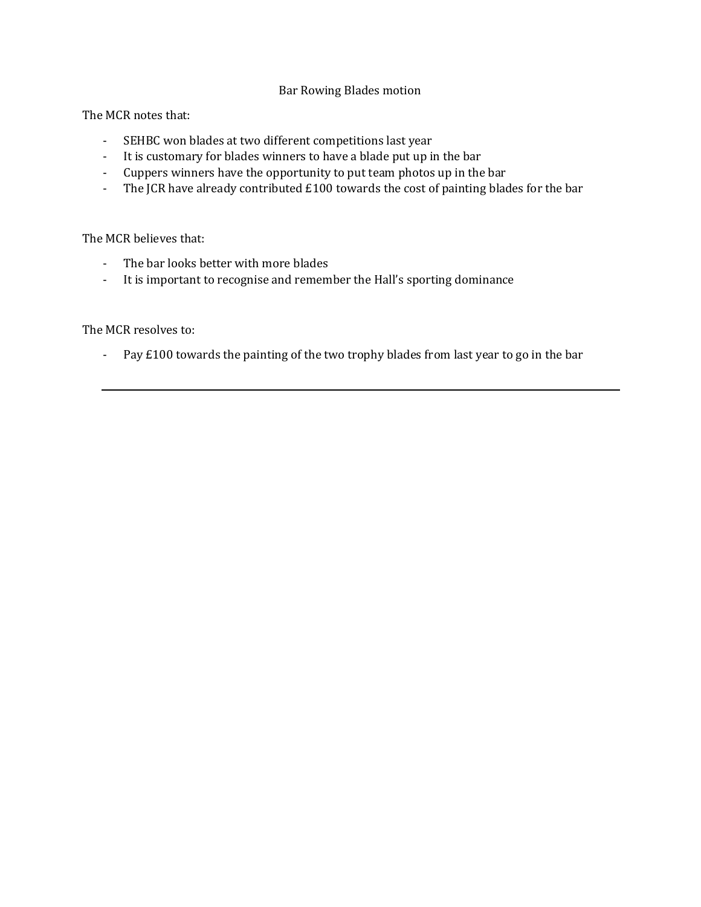## Bar Rowing Blades motion

The MCR notes that:

- SEHBC won blades at two different competitions last year
- It is customary for blades winners to have a blade put up in the bar
- Cuppers winners have the opportunity to put team photos up in the bar
- The JCR have already contributed £100 towards the cost of painting blades for the bar

The MCR believes that:

- The bar looks better with more blades
- It is important to recognise and remember the Hall's sporting dominance

The MCR resolves to:

- Pay £100 towards the painting of the two trophy blades from last year to go in the bar

---